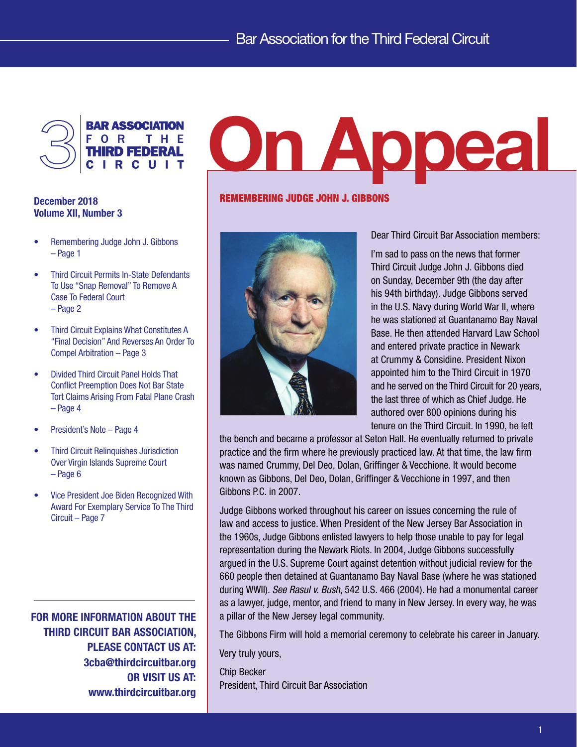Bar Association for the Third Federal Circuit

**BAR ASSOCIATION FOR THE THIRD FEDERAL CIRCUIT**

# On Appeal

**December 2018**
**Volume XII, Number 3**

- Remembering Judge John J. Gibbons – Page 1
- Third Circuit Permits In-State Defendants To Use "Snap Removal" To Remove A Case To Federal Court – Page 2
- Third Circuit Explains What Constitutes A "Final Decision" And Reverses An Order To Compel Arbitration – Page 3
- Divided Third Circuit Panel Holds That Conflict Preemption Does Not Bar State Tort Claims Arising From Fatal Plane Crash – Page 4
- President's Note – Page 4
- Third Circuit Relinquishes Jurisdiction Over Virgin Islands Supreme Court – Page 6
- Vice President Joe Biden Recognized With Award For Exemplary Service To The Third Circuit – Page 7

**FOR MORE INFORMATION ABOUT THE THIRD CIRCUIT BAR ASSOCIATION, PLEASE CONTACT US AT: 3cba@thirdcircuitbar.org OR VISIT US AT: www.thirdcircuitbar.org**

## REMEMBERING JUDGE JOHN J. GIBBONS

Dear Third Circuit Bar Association members:

I'm sad to pass on the news that former Third Circuit Judge John J. Gibbons died on Sunday, December 9th (the day after his 94th birthday). Judge Gibbons served in the U.S. Navy during World War II, where he was stationed at Guantanamo Bay Naval Base. He then attended Harvard Law School and entered private practice in Newark at Crummy & Considine. President Nixon appointed him to the Third Circuit in 1970 and he served on the Third Circuit for 20 years, the last three of which as Chief Judge. He authored over 800 opinions during his tenure on the Third Circuit. In 1990, he left the bench and became a professor at Seton Hall. He eventually returned to private practice and the firm where he previously practiced law. At that time, the law firm was named Crummy, Del Deo, Dolan, Griffinger & Vecchione. It would become known as Gibbons, Del Deo, Dolan, Griffinger & Vecchione in 1997, and then Gibbons P.C. in 2007.

Judge Gibbons worked throughout his career on issues concerning the rule of law and access to justice. When President of the New Jersey Bar Association in the 1960s, Judge Gibbons enlisted lawyers to help those unable to pay for legal representation during the Newark Riots. In 2004, Judge Gibbons successfully argued in the U.S. Supreme Court against detention without judicial review for the 660 people then detained at Guantanamo Bay Naval Base (where he was stationed during WWII). *See Rasul v. Bush*, 542 U.S. 466 (2004). He had a monumental career as a lawyer, judge, mentor, and friend to many in New Jersey. In every way, he was a pillar of the New Jersey legal community.

The Gibbons Firm will hold a memorial ceremony to celebrate his career in January.

Very truly yours,

Chip Becker
President, Third Circuit Bar Association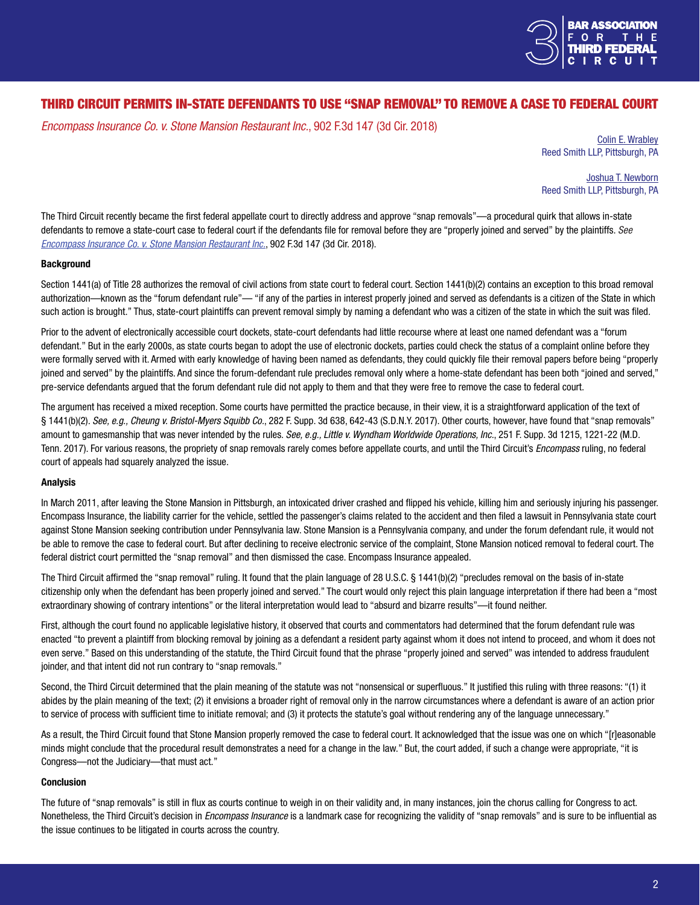# THIRD CIRCUIT PERMITS IN-STATE DEFENDANTS TO USE "SNAP REMOVAL" TO REMOVE A CASE TO FEDERAL COURT

*Encompass Insurance Co. v. Stone Mansion Restaurant Inc.*, 902 F.3d 147 (3d Cir. 2018)

Colin E. Wrabley
Reed Smith LLP, Pittsburgh, PA

Joshua T. Newborn
Reed Smith LLP, Pittsburgh, PA

The Third Circuit recently became the first federal appellate court to directly address and approve "snap removals"—a procedural quirk that allows in-state defendants to remove a state-court case to federal court if the defendants file for removal before they are "properly joined and served" by the plaintiffs. *See Encompass Insurance Co. v. Stone Mansion Restaurant Inc.*, 902 F.3d 147 (3d Cir. 2018).

**Background**

Section 1441(a) of Title 28 authorizes the removal of civil actions from state court to federal court. Section 1441(b)(2) contains an exception to this broad removal authorization—known as the "forum defendant rule"— "if any of the parties in interest properly joined and served as defendants is a citizen of the State in which such action is brought." Thus, state-court plaintiffs can prevent removal simply by naming a defendant who was a citizen of the state in which the suit was filed.

Prior to the advent of electronically accessible court dockets, state-court defendants had little recourse where at least one named defendant was a "forum defendant." But in the early 2000s, as state courts began to adopt the use of electronic dockets, parties could check the status of a complaint online before they were formally served with it. Armed with early knowledge of having been named as defendants, they could quickly file their removal papers before being "properly joined and served" by the plaintiffs. And since the forum-defendant rule precludes removal only where a home-state defendant has been both "joined and served," pre-service defendants argued that the forum defendant rule did not apply to them and that they were free to remove the case to federal court.

The argument has received a mixed reception. Some courts have permitted the practice because, in their view, it is a straightforward application of the text of § 1441(b)(2). *See, e.g., Cheung v. Bristol-Myers Squibb Co.*, 282 F. Supp. 3d 638, 642-43 (S.D.N.Y. 2017). Other courts, however, have found that "snap removals" amount to gamesmanship that was never intended by the rules. *See, e.g., Little v. Wyndham Worldwide Operations, Inc.*, 251 F. Supp. 3d 1215, 1221-22 (M.D. Tenn. 2017). For various reasons, the propriety of snap removals rarely comes before appellate courts, and until the Third Circuit's *Encompass* ruling, no federal court of appeals had squarely analyzed the issue.

**Analysis**

In March 2011, after leaving the Stone Mansion in Pittsburgh, an intoxicated driver crashed and flipped his vehicle, killing him and seriously injuring his passenger. Encompass Insurance, the liability carrier for the vehicle, settled the passenger's claims related to the accident and then filed a lawsuit in Pennsylvania state court against Stone Mansion seeking contribution under Pennsylvania law. Stone Mansion is a Pennsylvania company, and under the forum defendant rule, it would not be able to remove the case to federal court. But after declining to receive electronic service of the complaint, Stone Mansion noticed removal to federal court. The federal district court permitted the "snap removal" and then dismissed the case. Encompass Insurance appealed.

The Third Circuit affirmed the "snap removal" ruling. It found that the plain language of 28 U.S.C. § 1441(b)(2) "precludes removal on the basis of in-state citizenship only when the defendant has been properly joined and served." The court would only reject this plain language interpretation if there had been a "most extraordinary showing of contrary intentions" or the literal interpretation would lead to "absurd and bizarre results"—it found neither.

First, although the court found no applicable legislative history, it observed that courts and commentators had determined that the forum defendant rule was enacted "to prevent a plaintiff from blocking removal by joining as a defendant a resident party against whom it does not intend to proceed, and whom it does not even serve." Based on this understanding of the statute, the Third Circuit found that the phrase "properly joined and served" was intended to address fraudulent joinder, and that intent did not run contrary to "snap removals."

Second, the Third Circuit determined that the plain meaning of the statute was not "nonsensical or superfluous." It justified this ruling with three reasons: "(1) it abides by the plain meaning of the text; (2) it envisions a broader right of removal only in the narrow circumstances where a defendant is aware of an action prior to service of process with sufficient time to initiate removal; and (3) it protects the statute's goal without rendering any of the language unnecessary."

As a result, the Third Circuit found that Stone Mansion properly removed the case to federal court. It acknowledged that the issue was one on which "[r]easonable minds might conclude that the procedural result demonstrates a need for a change in the law." But, the court added, if such a change were appropriate, "it is Congress—not the Judiciary—that must act."

**Conclusion**

The future of "snap removals" is still in flux as courts continue to weigh in on their validity and, in many instances, join the chorus calling for Congress to act. Nonetheless, the Third Circuit's decision in *Encompass Insurance* is a landmark case for recognizing the validity of "snap removals" and is sure to be influential as the issue continues to be litigated in courts across the country.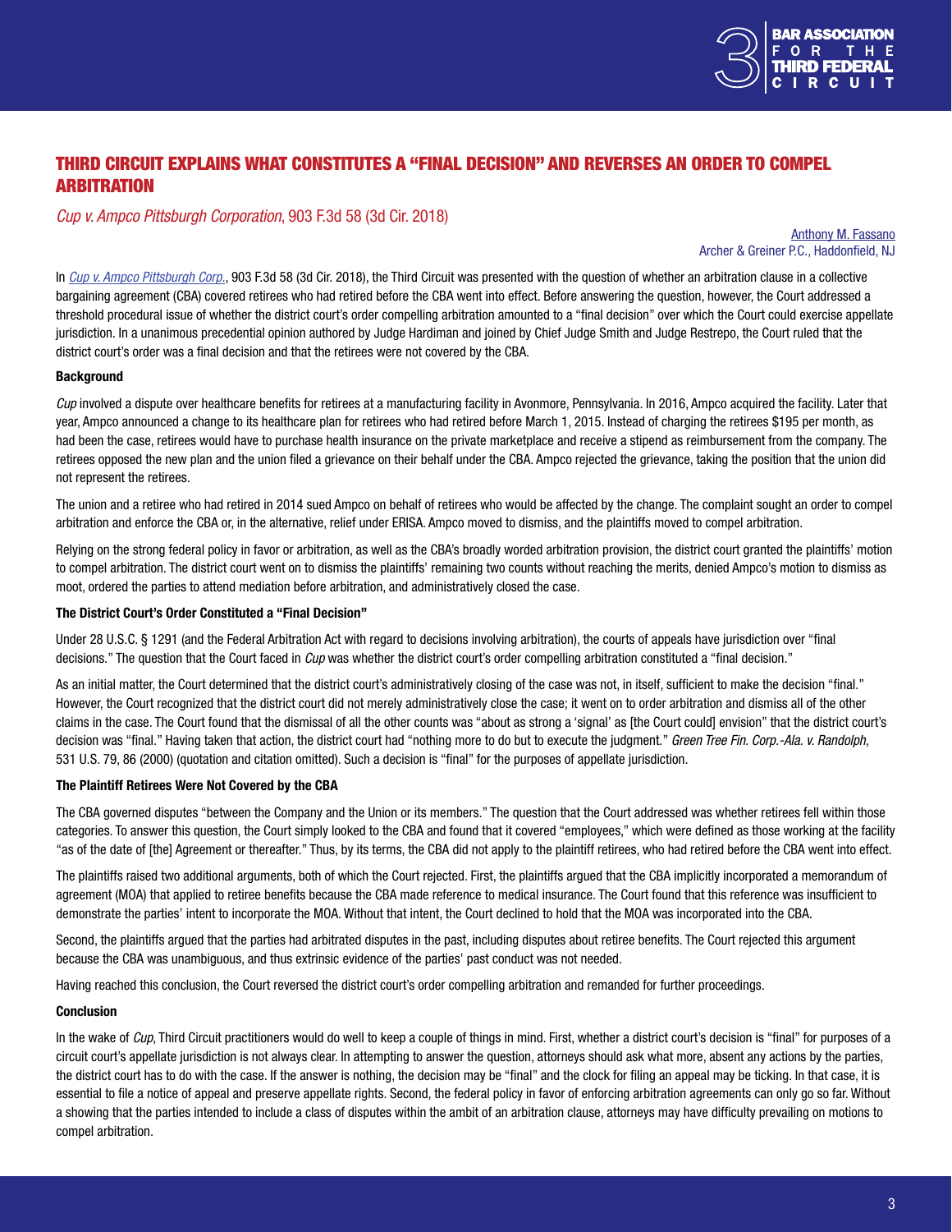# THIRD CIRCUIT EXPLAINS WHAT CONSTITUTES A "FINAL DECISION" AND REVERSES AN ORDER TO COMPEL ARBITRATION

*Cup v. Ampco Pittsburgh Corporation*, 903 F.3d 58 (3d Cir. 2018)

Anthony M. Fassano
Archer & Greiner P.C., Haddonfield, NJ

In *Cup v. Ampco Pittsburgh Corp.*, 903 F.3d 58 (3d Cir. 2018), the Third Circuit was presented with the question of whether an arbitration clause in a collective bargaining agreement (CBA) covered retirees who had retired before the CBA went into effect. Before answering the question, however, the Court addressed a threshold procedural issue of whether the district court's order compelling arbitration amounted to a "final decision" over which the Court could exercise appellate jurisdiction. In a unanimous precedential opinion authored by Judge Hardiman and joined by Chief Judge Smith and Judge Restrepo, the Court ruled that the district court's order was a final decision and that the retirees were not covered by the CBA.

**Background**

*Cup* involved a dispute over healthcare benefits for retirees at a manufacturing facility in Avonmore, Pennsylvania. In 2016, Ampco acquired the facility. Later that year, Ampco announced a change to its healthcare plan for retirees who had retired before March 1, 2015. Instead of charging the retirees $195 per month, as had been the case, retirees would have to purchase health insurance on the private marketplace and receive a stipend as reimbursement from the company. The retirees opposed the new plan and the union filed a grievance on their behalf under the CBA. Ampco rejected the grievance, taking the position that the union did not represent the retirees.

The union and a retiree who had retired in 2014 sued Ampco on behalf of retirees who would be affected by the change. The complaint sought an order to compel arbitration and enforce the CBA or, in the alternative, relief under ERISA. Ampco moved to dismiss, and the plaintiffs moved to compel arbitration.

Relying on the strong federal policy in favor or arbitration, as well as the CBA's broadly worded arbitration provision, the district court granted the plaintiffs' motion to compel arbitration. The district court went on to dismiss the plaintiffs' remaining two counts without reaching the merits, denied Ampco's motion to dismiss as moot, ordered the parties to attend mediation before arbitration, and administratively closed the case.

**The District Court's Order Constituted a "Final Decision"**

Under 28 U.S.C. § 1291 (and the Federal Arbitration Act with regard to decisions involving arbitration), the courts of appeals have jurisdiction over "final decisions." The question that the Court faced in *Cup* was whether the district court's order compelling arbitration constituted a "final decision."

As an initial matter, the Court determined that the district court's administratively closing of the case was not, in itself, sufficient to make the decision "final." However, the Court recognized that the district court did not merely administratively close the case; it went on to order arbitration and dismiss all of the other claims in the case. The Court found that the dismissal of all the other counts was "about as strong a 'signal' as [the Court could] envision" that the district court's decision was "final." Having taken that action, the district court had "nothing more to do but to execute the judgment." *Green Tree Fin. Corp.-Ala. v. Randolph*, 531 U.S. 79, 86 (2000) (quotation and citation omitted). Such a decision is "final" for the purposes of appellate jurisdiction.

**The Plaintiff Retirees Were Not Covered by the CBA**

The CBA governed disputes "between the Company and the Union or its members." The question that the Court addressed was whether retirees fell within those categories. To answer this question, the Court simply looked to the CBA and found that it covered "employees," which were defined as those working at the facility "as of the date of [the] Agreement or thereafter." Thus, by its terms, the CBA did not apply to the plaintiff retirees, who had retired before the CBA went into effect.

The plaintiffs raised two additional arguments, both of which the Court rejected. First, the plaintiffs argued that the CBA implicitly incorporated a memorandum of agreement (MOA) that applied to retiree benefits because the CBA made reference to medical insurance. The Court found that this reference was insufficient to demonstrate the parties' intent to incorporate the MOA. Without that intent, the Court declined to hold that the MOA was incorporated into the CBA.

Second, the plaintiffs argued that the parties had arbitrated disputes in the past, including disputes about retiree benefits. The Court rejected this argument because the CBA was unambiguous, and thus extrinsic evidence of the parties' past conduct was not needed.

Having reached this conclusion, the Court reversed the district court's order compelling arbitration and remanded for further proceedings.

**Conclusion**

In the wake of *Cup*, Third Circuit practitioners would do well to keep a couple of things in mind. First, whether a district court's decision is "final" for purposes of a circuit court's appellate jurisdiction is not always clear. In attempting to answer the question, attorneys should ask what more, absent any actions by the parties, the district court has to do with the case. If the answer is nothing, the decision may be "final" and the clock for filing an appeal may be ticking. In that case, it is essential to file a notice of appeal and preserve appellate rights. Second, the federal policy in favor of enforcing arbitration agreements can only go so far. Without a showing that the parties intended to include a class of disputes within the ambit of an arbitration clause, attorneys may have difficulty prevailing on motions to compel arbitration.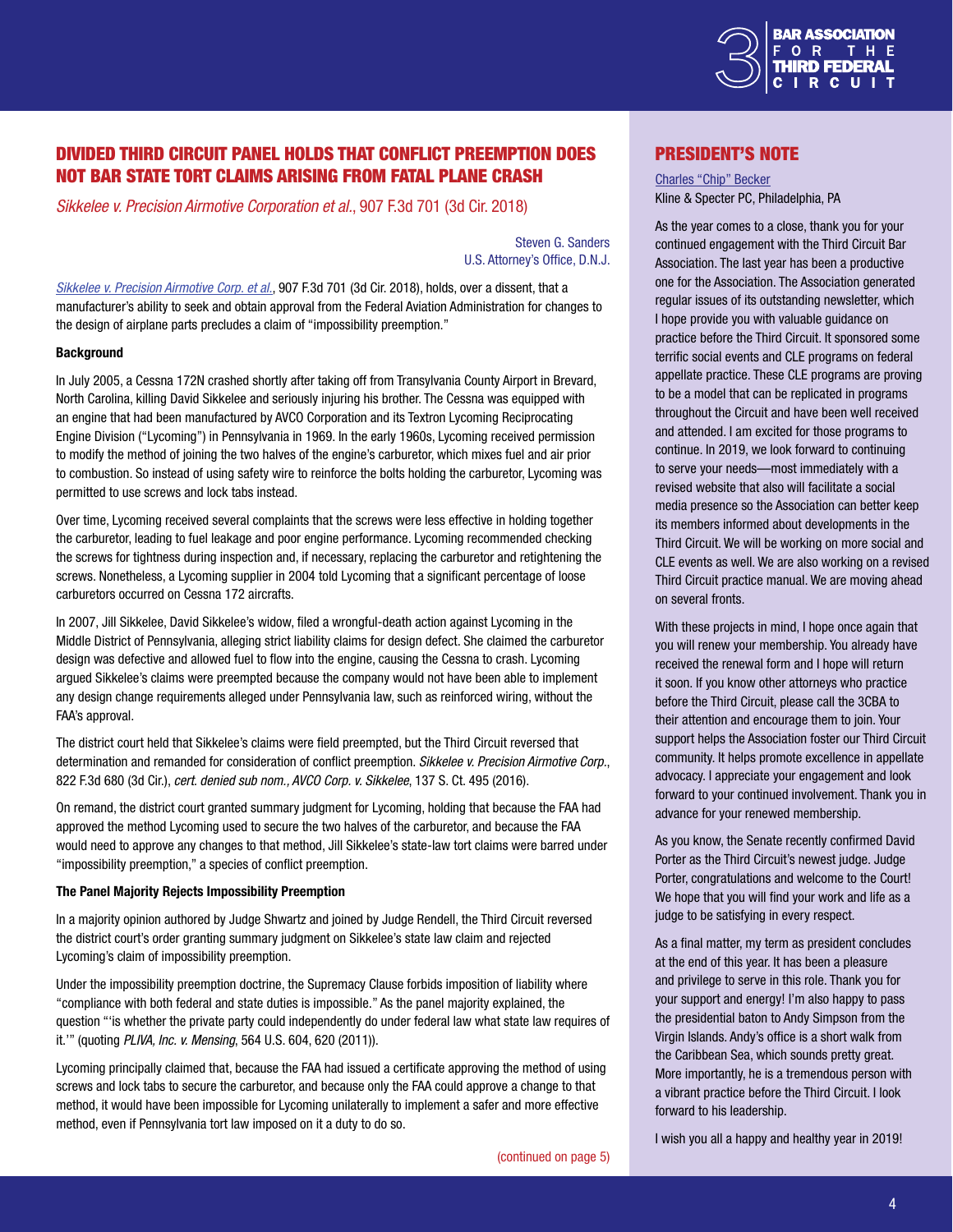## DIVIDED THIRD CIRCUIT PANEL HOLDS THAT CONFLICT PREEMPTION DOES NOT BAR STATE TORT CLAIMS ARISING FROM FATAL PLANE CRASH

*Sikkelee v. Precision Airmotive Corporation et al.*, 907 F.3d 701 (3d Cir. 2018)

Steven G. Sanders
U.S. Attorney's Office, D.N.J.

*Sikkelee v. Precision Airmotive Corp. et al.*, 907 F.3d 701 (3d Cir. 2018), holds, over a dissent, that a manufacturer's ability to seek and obtain approval from the Federal Aviation Administration for changes to the design of airplane parts precludes a claim of "impossibility preemption."

**Background**

In July 2005, a Cessna 172N crashed shortly after taking off from Transylvania County Airport in Brevard, North Carolina, killing David Sikkelee and seriously injuring his brother. The Cessna was equipped with an engine that had been manufactured by AVCO Corporation and its Textron Lycoming Reciprocating Engine Division ("Lycoming") in Pennsylvania in 1969. In the early 1960s, Lycoming received permission to modify the method of joining the two halves of the engine's carburetor, which mixes fuel and air prior to combustion. So instead of using safety wire to reinforce the bolts holding the carburetor, Lycoming was permitted to use screws and lock tabs instead.

Over time, Lycoming received several complaints that the screws were less effective in holding together the carburetor, leading to fuel leakage and poor engine performance. Lycoming recommended checking the screws for tightness during inspection and, if necessary, replacing the carburetor and retightening the screws. Nonetheless, a Lycoming supplier in 2004 told Lycoming that a significant percentage of loose carburetors occurred on Cessna 172 aircrafts.

In 2007, Jill Sikkelee, David Sikkelee's widow, filed a wrongful-death action against Lycoming in the Middle District of Pennsylvania, alleging strict liability claims for design defect. She claimed the carburetor design was defective and allowed fuel to flow into the engine, causing the Cessna to crash. Lycoming argued Sikkelee's claims were preempted because the company would not have been able to implement any design change requirements alleged under Pennsylvania law, such as reinforced wiring, without the FAA's approval.

The district court held that Sikkelee's claims were field preempted, but the Third Circuit reversed that determination and remanded for consideration of conflict preemption. *Sikkelee v. Precision Airmotive Corp.*, 822 F.3d 680 (3d Cir.), *cert. denied sub nom., AVCO Corp. v. Sikkelee*, 137 S. Ct. 495 (2016).

On remand, the district court granted summary judgment for Lycoming, holding that because the FAA had approved the method Lycoming used to secure the two halves of the carburetor, and because the FAA would need to approve any changes to that method, Jill Sikkelee's state-law tort claims were barred under "impossibility preemption," a species of conflict preemption.

**The Panel Majority Rejects Impossibility Preemption**

In a majority opinion authored by Judge Shwartz and joined by Judge Rendell, the Third Circuit reversed the district court's order granting summary judgment on Sikkelee's state law claim and rejected Lycoming's claim of impossibility preemption.

Under the impossibility preemption doctrine, the Supremacy Clause forbids imposition of liability where "compliance with both federal and state duties is impossible." As the panel majority explained, the question "'is whether the private party could independently do under federal law what state law requires of it.'" (quoting *PLIVA, Inc. v. Mensing*, 564 U.S. 604, 620 (2011)).

Lycoming principally claimed that, because the FAA had issued a certificate approving the method of using screws and lock tabs to secure the carburetor, and because only the FAA could approve a change to that method, it would have been impossible for Lycoming unilaterally to implement a safer and more effective method, even if Pennsylvania tort law imposed on it a duty to do so.

(continued on page 5)

## PRESIDENT'S NOTE

Charles "Chip" Becker
Kline & Specter PC, Philadelphia, PA

As the year comes to a close, thank you for your continued engagement with the Third Circuit Bar Association. The last year has been a productive one for the Association. The Association generated regular issues of its outstanding newsletter, which I hope provide you with valuable guidance on practice before the Third Circuit. It sponsored some terrific social events and CLE programs on federal appellate practice. These CLE programs are proving to be a model that can be replicated in programs throughout the Circuit and have been well received and attended. I am excited for those programs to continue. In 2019, we look forward to continuing to serve your needs—most immediately with a revised website that also will facilitate a social media presence so the Association can better keep its members informed about developments in the Third Circuit. We will be working on more social and CLE events as well. We are also working on a revised Third Circuit practice manual. We are moving ahead on several fronts.

With these projects in mind, I hope once again that you will renew your membership. You already have received the renewal form and I hope will return it soon. If you know other attorneys who practice before the Third Circuit, please call the 3CBA to their attention and encourage them to join. Your support helps the Association foster our Third Circuit community. It helps promote excellence in appellate advocacy. I appreciate your engagement and look forward to your continued involvement. Thank you in advance for your renewed membership.

As you know, the Senate recently confirmed David Porter as the Third Circuit's newest judge. Judge Porter, congratulations and welcome to the Court! We hope that you will find your work and life as a judge to be satisfying in every respect.

As a final matter, my term as president concludes at the end of this year. It has been a pleasure and privilege to serve in this role. Thank you for your support and energy! I'm also happy to pass the presidential baton to Andy Simpson from the Virgin Islands. Andy's office is a short walk from the Caribbean Sea, which sounds pretty great. More importantly, he is a tremendous person with a vibrant practice before the Third Circuit. I look forward to his leadership.

I wish you all a happy and healthy year in 2019!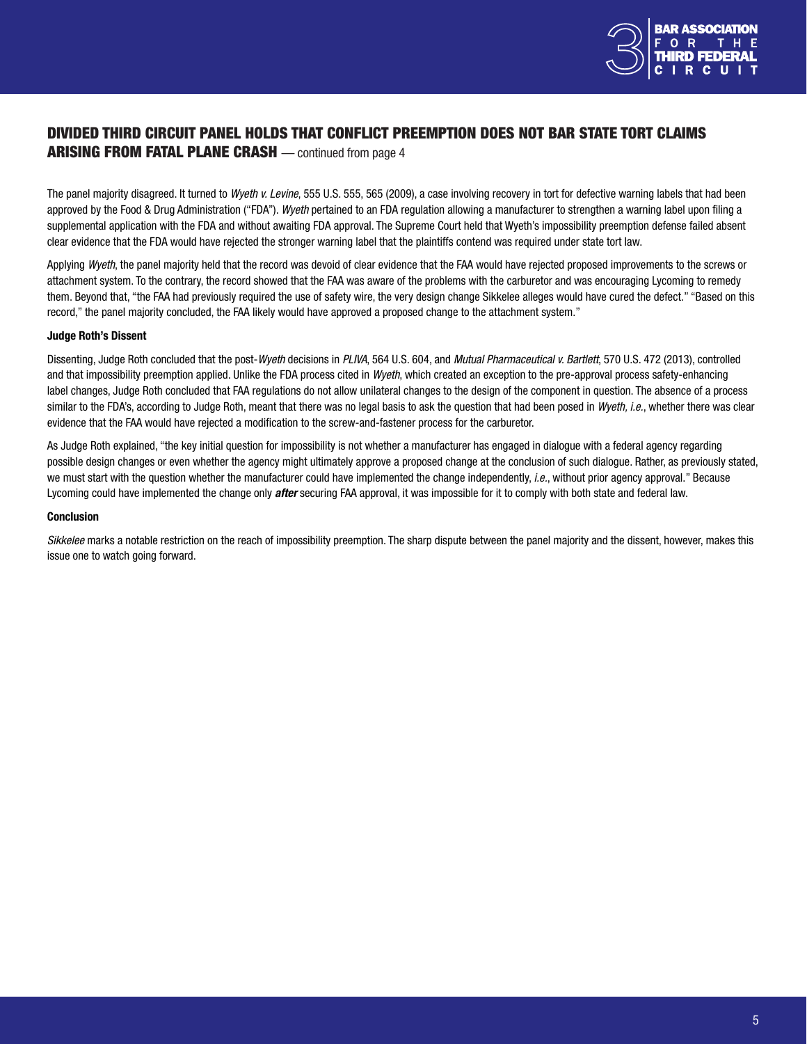## DIVIDED THIRD CIRCUIT PANEL HOLDS THAT CONFLICT PREEMPTION DOES NOT BAR STATE TORT CLAIMS ARISING FROM FATAL PLANE CRASH — continued from page 4

The panel majority disagreed. It turned to *Wyeth v. Levine*, 555 U.S. 555, 565 (2009), a case involving recovery in tort for defective warning labels that had been approved by the Food & Drug Administration ("FDA"). *Wyeth* pertained to an FDA regulation allowing a manufacturer to strengthen a warning label upon filing a supplemental application with the FDA and without awaiting FDA approval. The Supreme Court held that Wyeth's impossibility preemption defense failed absent clear evidence that the FDA would have rejected the stronger warning label that the plaintiffs contend was required under state tort law.

Applying *Wyeth*, the panel majority held that the record was devoid of clear evidence that the FAA would have rejected proposed improvements to the screws or attachment system. To the contrary, the record showed that the FAA was aware of the problems with the carburetor and was encouraging Lycoming to remedy them. Beyond that, "the FAA had previously required the use of safety wire, the very design change Sikkelee alleges would have cured the defect." "Based on this record," the panel majority concluded, the FAA likely would have approved a proposed change to the attachment system."

**Judge Roth's Dissent**

Dissenting, Judge Roth concluded that the post-*Wyeth* decisions in *PLIVA*, 564 U.S. 604, and *Mutual Pharmaceutical v. Bartlett*, 570 U.S. 472 (2013), controlled and that impossibility preemption applied. Unlike the FDA process cited in *Wyeth*, which created an exception to the pre-approval process safety-enhancing label changes, Judge Roth concluded that FAA regulations do not allow unilateral changes to the design of the component in question. The absence of a process similar to the FDA's, according to Judge Roth, meant that there was no legal basis to ask the question that had been posed in *Wyeth, i.e.*, whether there was clear evidence that the FAA would have rejected a modification to the screw-and-fastener process for the carburetor.

As Judge Roth explained, "the key initial question for impossibility is not whether a manufacturer has engaged in dialogue with a federal agency regarding possible design changes or even whether the agency might ultimately approve a proposed change at the conclusion of such dialogue. Rather, as previously stated, we must start with the question whether the manufacturer could have implemented the change independently, *i.e.*, without prior agency approval." Because Lycoming could have implemented the change only ***after*** securing FAA approval, it was impossible for it to comply with both state and federal law.

**Conclusion**

*Sikkelee* marks a notable restriction on the reach of impossibility preemption. The sharp dispute between the panel majority and the dissent, however, makes this issue one to watch going forward.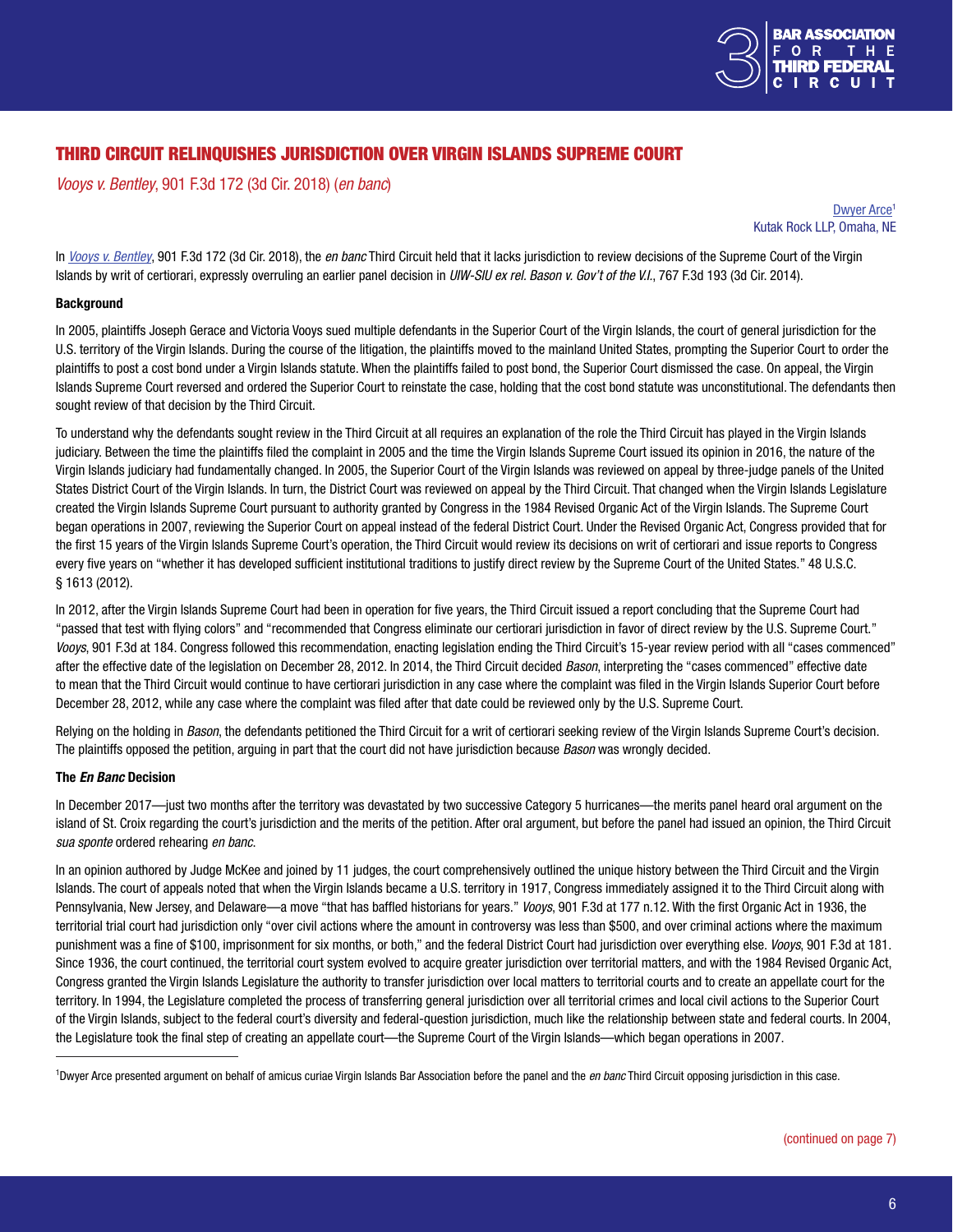## THIRD CIRCUIT RELINQUISHES JURISDICTION OVER VIRGIN ISLANDS SUPREME COURT

*Vooys v. Bentley*, 901 F.3d 172 (3d Cir. 2018) (*en banc*)

Dwyer Arce[1]
Kutak Rock LLP, Omaha, NE

In *Vooys v. Bentley*, 901 F.3d 172 (3d Cir. 2018), the *en banc* Third Circuit held that it lacks jurisdiction to review decisions of the Supreme Court of the Virgin Islands by writ of certiorari, expressly overruling an earlier panel decision in *UIW-SIU ex rel. Bason v. Gov't of the V.I.*, 767 F.3d 193 (3d Cir. 2014).

**Background**

In 2005, plaintiffs Joseph Gerace and Victoria Vooys sued multiple defendants in the Superior Court of the Virgin Islands, the court of general jurisdiction for the U.S. territory of the Virgin Islands. During the course of the litigation, the plaintiffs moved to the mainland United States, prompting the Superior Court to order the plaintiffs to post a cost bond under a Virgin Islands statute. When the plaintiffs failed to post bond, the Superior Court dismissed the case. On appeal, the Virgin Islands Supreme Court reversed and ordered the Superior Court to reinstate the case, holding that the cost bond statute was unconstitutional. The defendants then sought review of that decision by the Third Circuit.

To understand why the defendants sought review in the Third Circuit at all requires an explanation of the role the Third Circuit has played in the Virgin Islands judiciary. Between the time the plaintiffs filed the complaint in 2005 and the time the Virgin Islands Supreme Court issued its opinion in 2016, the nature of the Virgin Islands judiciary had fundamentally changed. In 2005, the Superior Court of the Virgin Islands was reviewed on appeal by three-judge panels of the United States District Court of the Virgin Islands. In turn, the District Court was reviewed on appeal by the Third Circuit. That changed when the Virgin Islands Legislature created the Virgin Islands Supreme Court pursuant to authority granted by Congress in the 1984 Revised Organic Act of the Virgin Islands. The Supreme Court began operations in 2007, reviewing the Superior Court on appeal instead of the federal District Court. Under the Revised Organic Act, Congress provided that for the first 15 years of the Virgin Islands Supreme Court's operation, the Third Circuit would review its decisions on writ of certiorari and issue reports to Congress every five years on "whether it has developed sufficient institutional traditions to justify direct review by the Supreme Court of the United States." 48 U.S.C. § 1613 (2012).

In 2012, after the Virgin Islands Supreme Court had been in operation for five years, the Third Circuit issued a report concluding that the Supreme Court had "passed that test with flying colors" and "recommended that Congress eliminate our certiorari jurisdiction in favor of direct review by the U.S. Supreme Court." *Vooys*, 901 F.3d at 184. Congress followed this recommendation, enacting legislation ending the Third Circuit's 15-year review period with all "cases commenced" after the effective date of the legislation on December 28, 2012. In 2014, the Third Circuit decided *Bason*, interpreting the "cases commenced" effective date to mean that the Third Circuit would continue to have certiorari jurisdiction in any case where the complaint was filed in the Virgin Islands Superior Court before December 28, 2012, while any case where the complaint was filed after that date could be reviewed only by the U.S. Supreme Court.

Relying on the holding in *Bason*, the defendants petitioned the Third Circuit for a writ of certiorari seeking review of the Virgin Islands Supreme Court's decision. The plaintiffs opposed the petition, arguing in part that the court did not have jurisdiction because *Bason* was wrongly decided.

**The *En Banc* Decision**

In December 2017—just two months after the territory was devastated by two successive Category 5 hurricanes—the merits panel heard oral argument on the island of St. Croix regarding the court's jurisdiction and the merits of the petition. After oral argument, but before the panel had issued an opinion, the Third Circuit *sua sponte* ordered rehearing *en banc*.

In an opinion authored by Judge McKee and joined by 11 judges, the court comprehensively outlined the unique history between the Third Circuit and the Virgin Islands. The court of appeals noted that when the Virgin Islands became a U.S. territory in 1917, Congress immediately assigned it to the Third Circuit along with Pennsylvania, New Jersey, and Delaware—a move "that has baffled historians for years." *Vooys*, 901 F.3d at 177 n.12. With the first Organic Act in 1936, the territorial trial court had jurisdiction only "over civil actions where the amount in controversy was less than $500, and over criminal actions where the maximum punishment was a fine of $100, imprisonment for six months, or both," and the federal District Court had jurisdiction over everything else. *Vooys*, 901 F.3d at 181. Since 1936, the court continued, the territorial court system evolved to acquire greater jurisdiction over territorial matters, and with the 1984 Revised Organic Act, Congress granted the Virgin Islands Legislature the authority to transfer jurisdiction over local matters to territorial courts and to create an appellate court for the territory. In 1994, the Legislature completed the process of transferring general jurisdiction over all territorial crimes and local civil actions to the Superior Court of the Virgin Islands, subject to the federal court's diversity and federal-question jurisdiction, much like the relationship between state and federal courts. In 2004, the Legislature took the final step of creating an appellate court—the Supreme Court of the Virgin Islands—which began operations in 2007.

[1]Dwyer Arce presented argument on behalf of amicus curiae Virgin Islands Bar Association before the panel and the *en banc* Third Circuit opposing jurisdiction in this case.

(continued on page 7)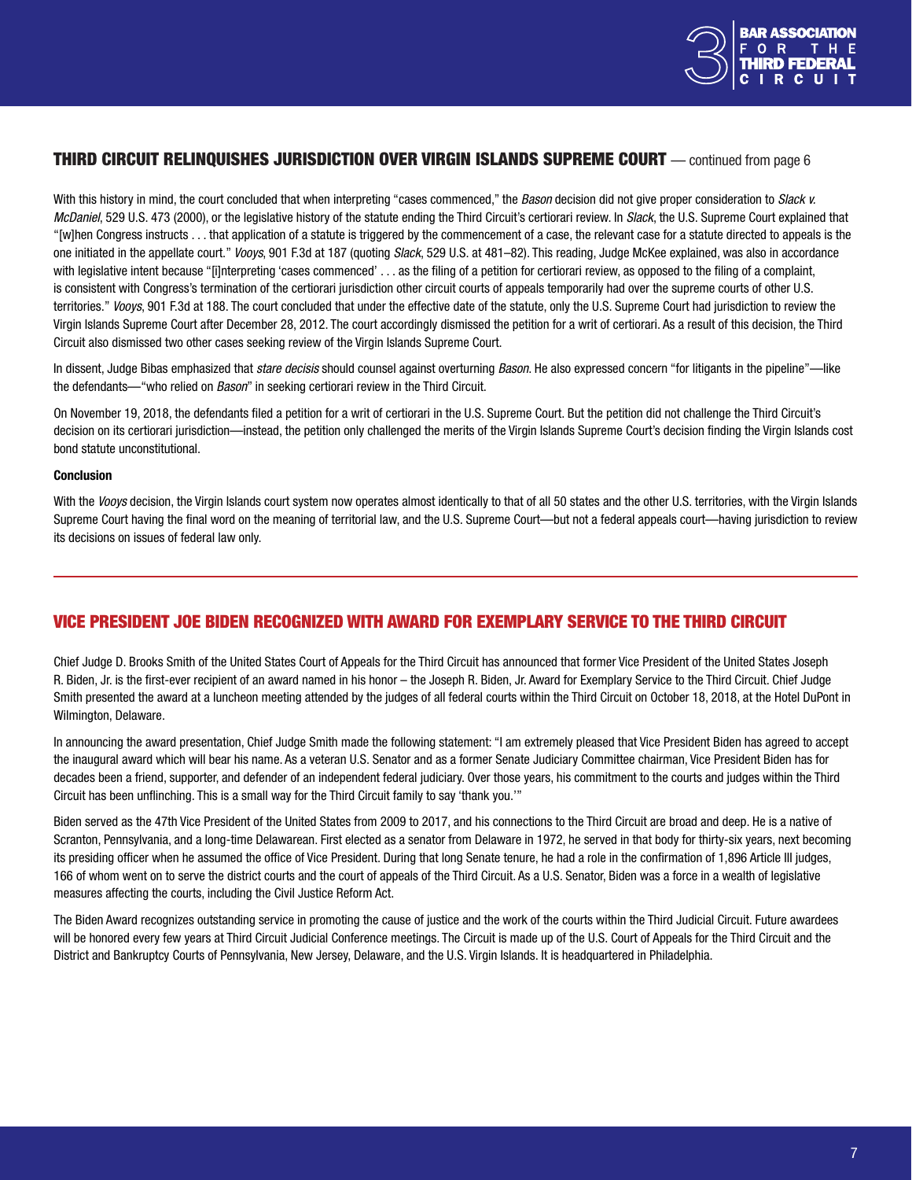## THIRD CIRCUIT RELINQUISHES JURISDICTION OVER VIRGIN ISLANDS SUPREME COURT — continued from page 6

With this history in mind, the court concluded that when interpreting "cases commenced," the *Bason* decision did not give proper consideration to *Slack v. McDaniel*, 529 U.S. 473 (2000), or the legislative history of the statute ending the Third Circuit's certiorari review. In *Slack*, the U.S. Supreme Court explained that "[w]hen Congress instructs . . . that application of a statute is triggered by the commencement of a case, the relevant case for a statute directed to appeals is the one initiated in the appellate court." *Vooys*, 901 F.3d at 187 (quoting *Slack*, 529 U.S. at 481–82). This reading, Judge McKee explained, was also in accordance with legislative intent because "[i]nterpreting 'cases commenced' . . . as the filing of a petition for certiorari review, as opposed to the filing of a complaint, is consistent with Congress's termination of the certiorari jurisdiction other circuit courts of appeals temporarily had over the supreme courts of other U.S. territories." *Vooys*, 901 F.3d at 188. The court concluded that under the effective date of the statute, only the U.S. Supreme Court had jurisdiction to review the Virgin Islands Supreme Court after December 28, 2012. The court accordingly dismissed the petition for a writ of certiorari. As a result of this decision, the Third Circuit also dismissed two other cases seeking review of the Virgin Islands Supreme Court.

In dissent, Judge Bibas emphasized that *stare decisis* should counsel against overturning *Bason*. He also expressed concern "for litigants in the pipeline"—like the defendants—"who relied on *Bason*" in seeking certiorari review in the Third Circuit.

On November 19, 2018, the defendants filed a petition for a writ of certiorari in the U.S. Supreme Court. But the petition did not challenge the Third Circuit's decision on its certiorari jurisdiction—instead, the petition only challenged the merits of the Virgin Islands Supreme Court's decision finding the Virgin Islands cost bond statute unconstitutional.

#### Conclusion

With the *Vooys* decision, the Virgin Islands court system now operates almost identically to that of all 50 states and the other U.S. territories, with the Virgin Islands Supreme Court having the final word on the meaning of territorial law, and the U.S. Supreme Court—but not a federal appeals court—having jurisdiction to review its decisions on issues of federal law only.

---

## VICE PRESIDENT JOE BIDEN RECOGNIZED WITH AWARD FOR EXEMPLARY SERVICE TO THE THIRD CIRCUIT

Chief Judge D. Brooks Smith of the United States Court of Appeals for the Third Circuit has announced that former Vice President of the United States Joseph R. Biden, Jr. is the first-ever recipient of an award named in his honor – the Joseph R. Biden, Jr. Award for Exemplary Service to the Third Circuit. Chief Judge Smith presented the award at a luncheon meeting attended by the judges of all federal courts within the Third Circuit on October 18, 2018, at the Hotel DuPont in Wilmington, Delaware.

In announcing the award presentation, Chief Judge Smith made the following statement: "I am extremely pleased that Vice President Biden has agreed to accept the inaugural award which will bear his name. As a veteran U.S. Senator and as a former Senate Judiciary Committee chairman, Vice President Biden has for decades been a friend, supporter, and defender of an independent federal judiciary. Over those years, his commitment to the courts and judges within the Third Circuit has been unflinching. This is a small way for the Third Circuit family to say 'thank you.'"

Biden served as the 47th Vice President of the United States from 2009 to 2017, and his connections to the Third Circuit are broad and deep. He is a native of Scranton, Pennsylvania, and a long-time Delawarean. First elected as a senator from Delaware in 1972, he served in that body for thirty-six years, next becoming its presiding officer when he assumed the office of Vice President. During that long Senate tenure, he had a role in the confirmation of 1,896 Article III judges, 166 of whom went on to serve the district courts and the court of appeals of the Third Circuit. As a U.S. Senator, Biden was a force in a wealth of legislative measures affecting the courts, including the Civil Justice Reform Act.

The Biden Award recognizes outstanding service in promoting the cause of justice and the work of the courts within the Third Judicial Circuit. Future awardees will be honored every few years at Third Circuit Judicial Conference meetings. The Circuit is made up of the U.S. Court of Appeals for the Third Circuit and the District and Bankruptcy Courts of Pennsylvania, New Jersey, Delaware, and the U.S. Virgin Islands. It is headquartered in Philadelphia.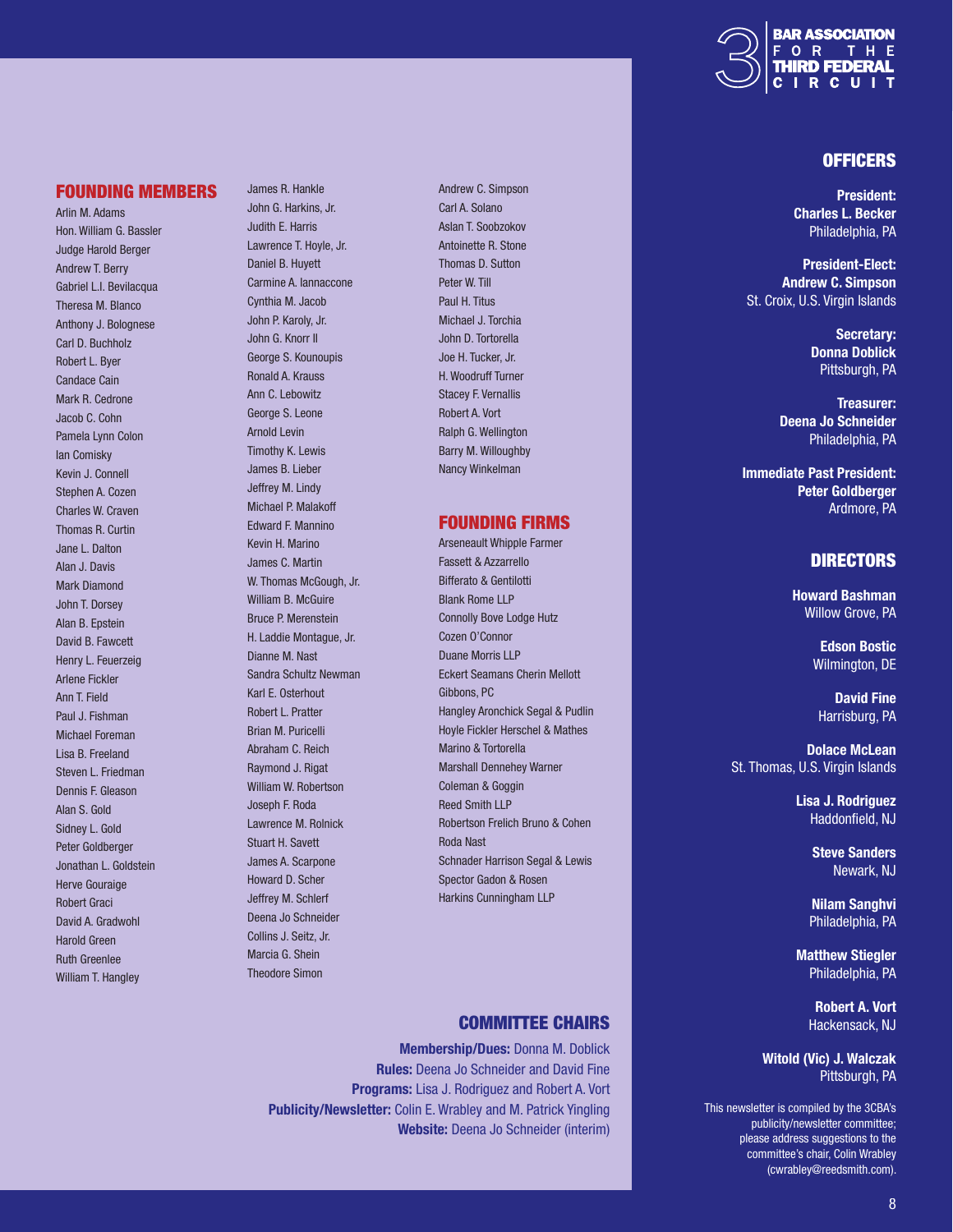BAR ASSOCIATION FOR THE THIRD FEDERAL CIRCUIT

## FOUNDING MEMBERS

Arlin M. Adams
Hon. William G. Bassler
Judge Harold Berger
Andrew T. Berry
Gabriel L.I. Bevilacqua
Theresa M. Blanco
Anthony J. Bolognese
Carl D. Buchholz
Robert L. Byer
Candace Cain
Mark R. Cedrone
Jacob C. Cohn
Pamela Lynn Colon
Ian Comisky
Kevin J. Connell
Stephen A. Cozen
Charles W. Craven
Thomas R. Curtin
Jane L. Dalton
Alan J. Davis
Mark Diamond
John T. Dorsey
Alan B. Epstein
David B. Fawcett
Henry L. Feuerzeig
Arlene Fickler
Ann T. Field
Paul J. Fishman
Michael Foreman
Lisa B. Freeland
Steven L. Friedman
Dennis F. Gleason
Alan S. Gold
Sidney L. Gold
Peter Goldberger
Jonathan L. Goldstein
Herve Gouraige
Robert Graci
David A. Gradwohl
Harold Green
Ruth Greenlee
William T. Hangley
James R. Hankle
John G. Harkins, Jr.
Judith E. Harris
Lawrence T. Hoyle, Jr.
Daniel B. Huyett
Carmine A. Iannaccone
Cynthia M. Jacob
John P. Karoly, Jr.
John G. Knorr II
George S. Kounoupis
Ronald A. Krauss
Ann C. Lebowitz
George S. Leone
Arnold Levin
Timothy K. Lewis
James B. Lieber
Jeffrey M. Lindy
Michael P. Malakoff
Edward F. Mannino
Kevin H. Marino
James C. Martin
W. Thomas McGough, Jr.
William B. McGuire
Bruce P. Merenstein
H. Laddie Montague, Jr.
Dianne M. Nast
Sandra Schultz Newman
Karl E. Osterhout
Robert L. Pratter
Brian M. Puricelli
Abraham C. Reich
Raymond J. Rigat
William W. Robertson
Joseph F. Roda
Lawrence M. Rolnick
Stuart H. Savett
James A. Scarpone
Howard D. Scher
Jeffrey M. Schlerf
Deena Jo Schneider
Collins J. Seitz, Jr.
Marcia G. Shein
Theodore Simon
Andrew C. Simpson
Carl A. Solano
Aslan T. Soobzokov
Antoinette R. Stone
Thomas D. Sutton
Peter W. Till
Paul H. Titus
Michael J. Torchia
John D. Tortorella
Joe H. Tucker, Jr.
H. Woodruff Turner
Stacey F. Vernallis
Robert A. Vort
Ralph G. Wellington
Barry M. Willoughby
Nancy Winkelman

## FOUNDING FIRMS

Arseneault Whipple Farmer
Fassett & Azzarello
Bifferato & Gentilotti
Blank Rome LLP
Connolly Bove Lodge Hutz
Cozen O'Connor
Duane Morris LLP
Eckert Seamans Cherin Mellott
Gibbons, PC
Hangley Aronchick Segal & Pudlin
Hoyle Fickler Herschel & Mathes
Marino & Tortorella
Marshall Dennehey Warner
Coleman & Goggin
Reed Smith LLP
Robertson Frelich Bruno & Cohen
Roda Nast
Schnader Harrison Segal & Lewis
Spector Gadon & Rosen
Harkins Cunningham LLP

## COMMITTEE CHAIRS

**Membership/Dues:** Donna M. Doblick
**Rules:** Deena Jo Schneider and David Fine
**Programs:** Lisa J. Rodriguez and Robert A. Vort
**Publicity/Newsletter:** Colin E. Wrabley and M. Patrick Yingling
**Website:** Deena Jo Schneider (interim)

## OFFICERS

**President:**
**Charles L. Becker**
Philadelphia, PA

**President-Elect:**
**Andrew C. Simpson**
St. Croix, U.S. Virgin Islands

**Secretary:**
**Donna Doblick**
Pittsburgh, PA

**Treasurer:**
**Deena Jo Schneider**
Philadelphia, PA

**Immediate Past President:**
**Peter Goldberger**
Ardmore, PA

## DIRECTORS

**Howard Bashman**
Willow Grove, PA

**Edson Bostic**
Wilmington, DE

**David Fine**
Harrisburg, PA

**Dolace McLean**
St. Thomas, U.S. Virgin Islands

**Lisa J. Rodriguez**
Haddonfield, NJ

**Steve Sanders**
Newark, NJ

**Nilam Sanghvi**
Philadelphia, PA

**Matthew Stiegler**
Philadelphia, PA

**Robert A. Vort**
Hackensack, NJ

**Witold (Vic) J. Walczak**
Pittsburgh, PA

This newsletter is compiled by the 3CBA's publicity/newsletter committee; please address suggestions to the committee's chair, Colin Wrabley (cwrabley@reedsmith.com).